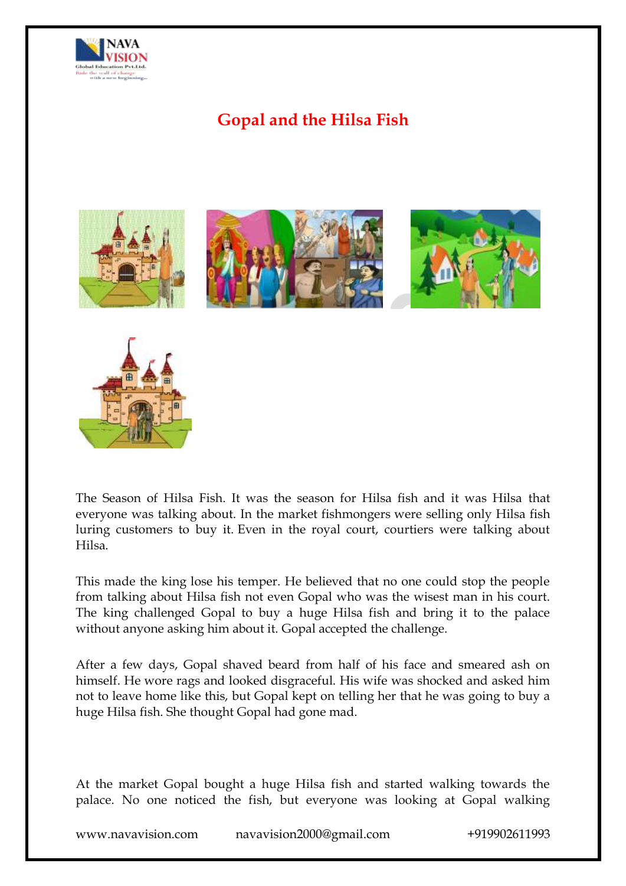# Gopal and the Hilsa Fish

The Season of Hilsa Fish. It was the season for Hilsa fish and it was Hilsa that everyone was talking about. In the market fishmongers were selling only Hilsa fish luring customers to buy it. Even in the royal court, courtiers were talking about Hilsa.

This made the king lose his temper. He believed that no one could stop the people from talking about Hilsa fish not even Gopal who was the wisest man in his court. The king challenged Gopal to buy a huge Hilsa fish and bring it to the palace without anyone asking him about it. Gopal accepted the challenge.

After a few days, Gopal shaved beard from half of his face and smeared ash on himself. He wore rags and looked disgraceful. His wife was shocked and asked him not to leave home like this, but Gopal kept on telling her that he was going to buy a huge Hilsa fish. She thought Gopal had gone mad.

At the market Gopal bought a huge Hilsa fish and started walking towards the palace. No one noticed the fish, but everyone was looking at Gopal walking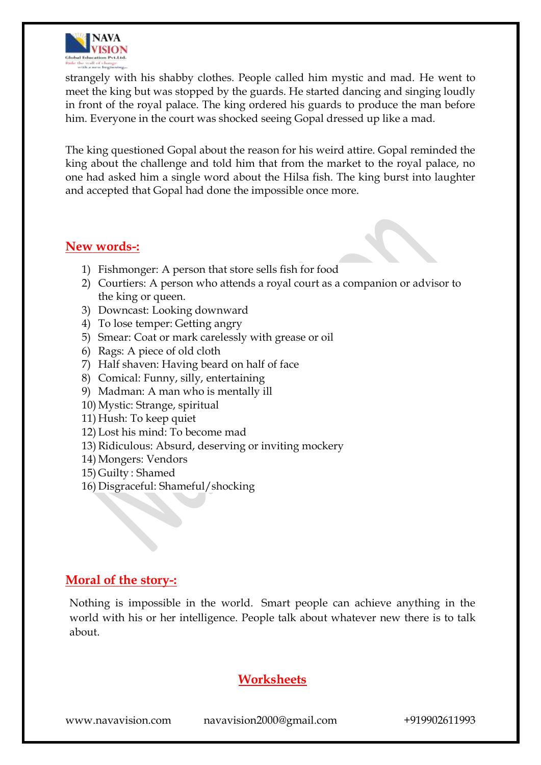strangely with his shabby clothes. People called him mystic and mad. He went to meet the king but was stopped by the guards. He started dancing and singing loudly in front of the royal palace. The king ordered his guards to produce the man before him. Everyone in the court was shocked seeing Gopal dressed up like a mad.

The king questioned Gopal about the reason for his weird attire. Gopal reminded the king about the challenge and told him that from the market to the royal palace, no one had asked him a single word about the Hilsa fish. The king burst into laughter and accepted that Gopal had done the impossible once more.

## New words-:

1) Fishmonger: A person that store sells fish for food
2) Courtiers: A person who attends a royal court as a companion or advisor to the king or queen.
3) Downcast: Looking downward
4) To lose temper: Getting angry
5) Smear: Coat or mark carelessly with grease or oil
6) Rags: A piece of old cloth
7) Half shaven: Having beard on half of face
8) Comical: Funny, silly, entertaining
9) Madman: A man who is mentally ill
10) Mystic: Strange, spiritual
11) Hush: To keep quiet
12) Lost his mind: To become mad
13) Ridiculous: Absurd, deserving or inviting mockery
14) Mongers: Vendors
15) Guilty : Shamed
16) Disgraceful: Shameful/shocking

## Moral of the story-:

Nothing is impossible in the world. Smart people can achieve anything in the world with his or her intelligence. People talk about whatever new there is to talk about.

## Worksheets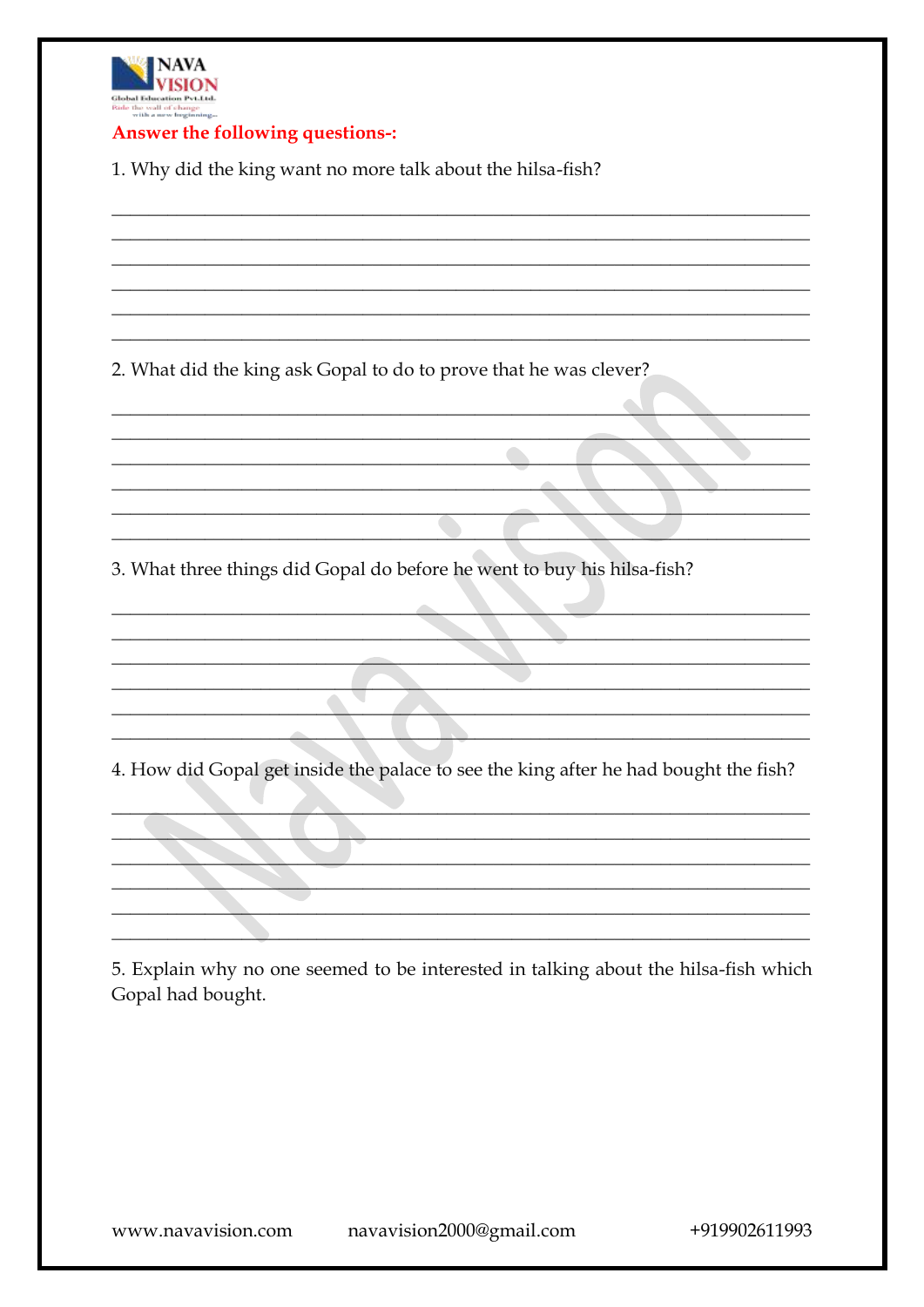**Answer the following questions-:**

1. Why did the king want no more talk about the hilsa-fish?

_______________________________________________________________________________
_______________________________________________________________________________
_______________________________________________________________________________
_______________________________________________________________________________
_______________________________________________________________________________
_______________________________________________________________________________

2. What did the king ask Gopal to do to prove that he was clever?

_______________________________________________________________________________
_______________________________________________________________________________
_______________________________________________________________________________
_______________________________________________________________________________
_______________________________________________________________________________
_______________________________________________________________________________

3. What three things did Gopal do before he went to buy his hilsa-fish?

_______________________________________________________________________________
_______________________________________________________________________________
_______________________________________________________________________________
_______________________________________________________________________________
_______________________________________________________________________________
_______________________________________________________________________________

4. How did Gopal get inside the palace to see the king after he had bought the fish?

_______________________________________________________________________________
_______________________________________________________________________________
_______________________________________________________________________________
_______________________________________________________________________________
_______________________________________________________________________________
_______________________________________________________________________________

5. Explain why no one seemed to be interested in talking about the hilsa-fish which Gopal had bought.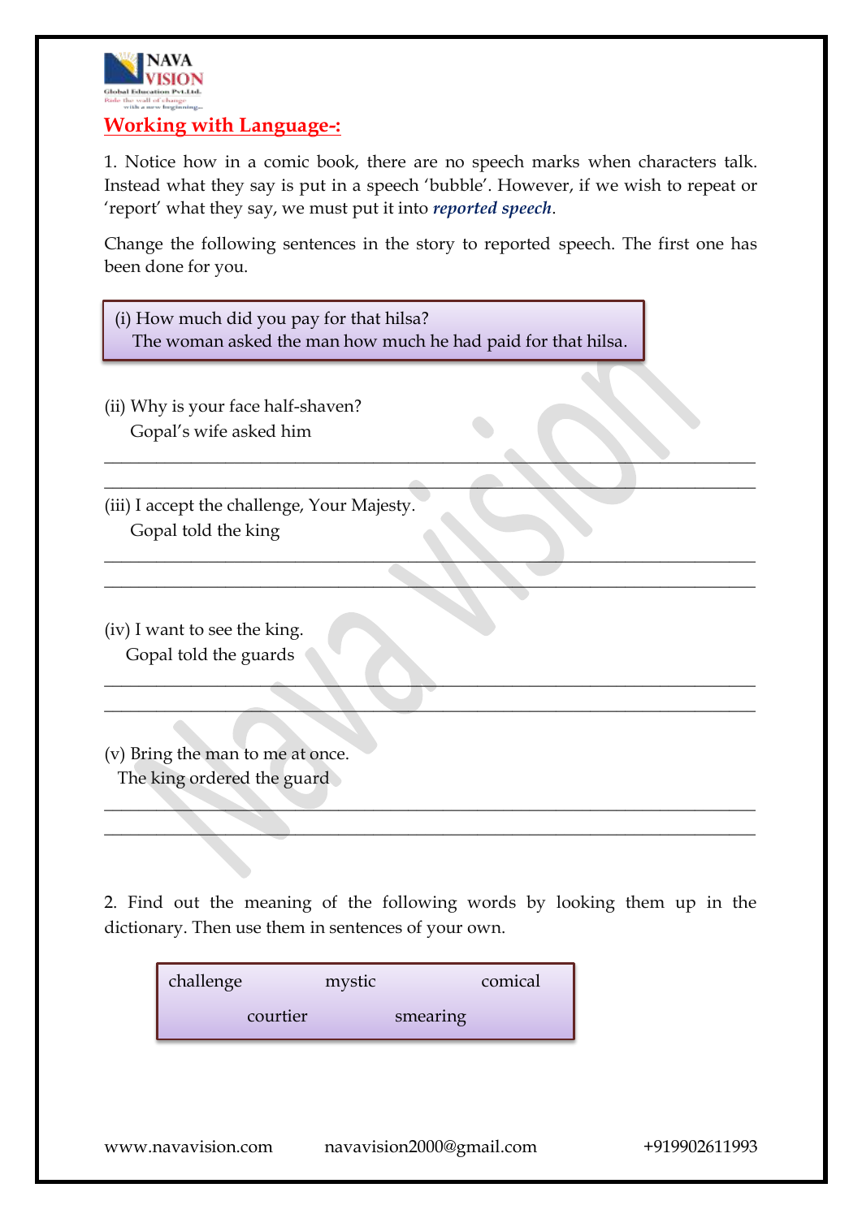## Working with Language-:

1. Notice how in a comic book, there are no speech marks when characters talk. Instead what they say is put in a speech 'bubble'. However, if we wish to repeat or 'report' what they say, we must put it into ***reported speech***.

Change the following sentences in the story to reported speech. The first one has been done for you.

(i) How much did you pay for that hilsa?
The woman asked the man how much he had paid for that hilsa.

(ii) Why is your face half-shaven?
Gopal's wife asked him

______________________________________________________________________

______________________________________________________________________

(iii) I accept the challenge, Your Majesty.
Gopal told the king

______________________________________________________________________

______________________________________________________________________

(iv) I want to see the king.
Gopal told the guards

______________________________________________________________________

______________________________________________________________________

(v) Bring the man to me at once.
The king ordered the guard

______________________________________________________________________

______________________________________________________________________

2. Find out the meaning of the following words by looking them up in the dictionary. Then use them in sentences of your own.

| challenge | mystic | comical |
|---|---|---|
| courtier | smearing | |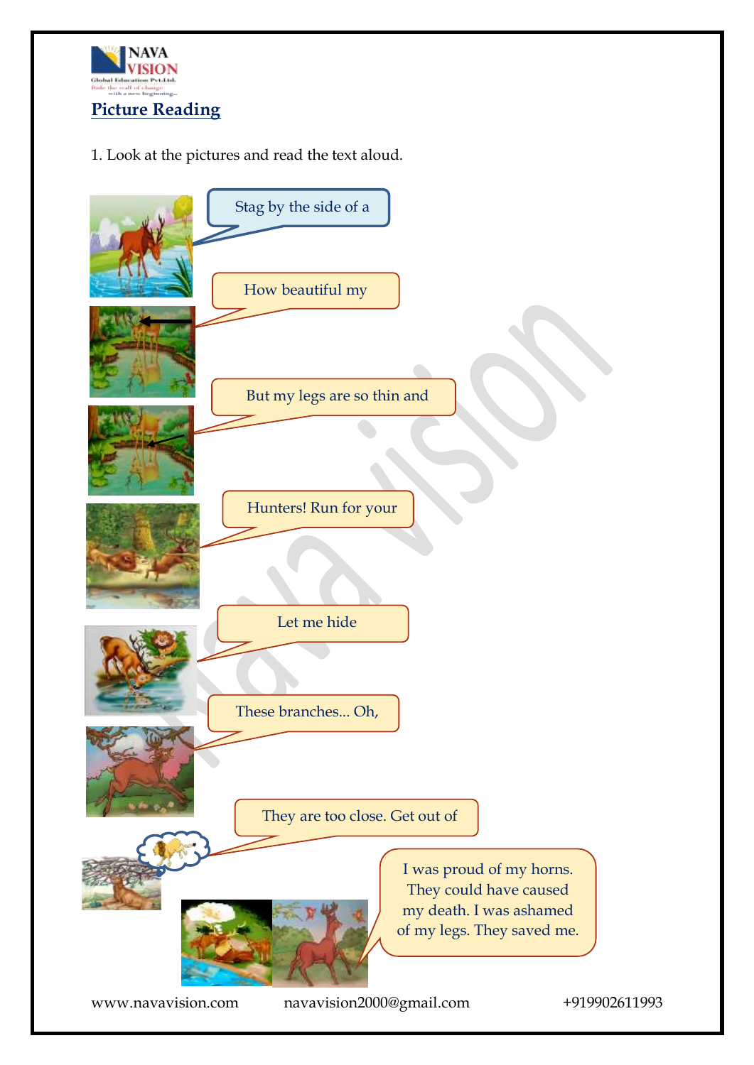## Picture Reading

1. Look at the pictures and read the text aloud.

Stag by the side of a

How beautiful my

But my legs are so thin and

Hunters! Run for your

Let me hide

These branches... Oh,

They are too close. Get out of

I was proud of my horns. They could have caused my death. I was ashamed of my legs. They saved me.

www.navavision.com navavision2000@gmail.com +919902611993